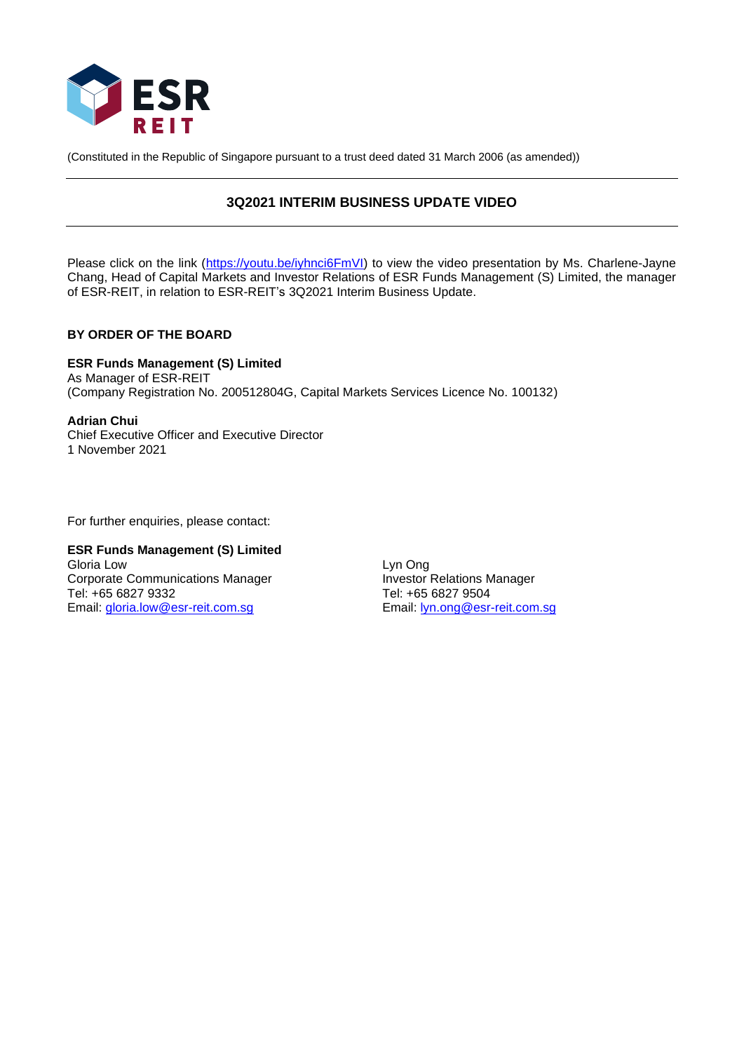ESR REIT

(Constituted in the Republic of Singapore pursuant to a trust deed dated 31 March 2006 (as amended))

## 3Q2021 INTERIM BUSINESS UPDATE VIDEO

Please click on the link (https://youtu.be/iyhnci6FmVI) to view the video presentation by Ms. Charlene-Jayne Chang, Head of Capital Markets and Investor Relations of ESR Funds Management (S) Limited, the manager of ESR-REIT, in relation to ESR-REIT's 3Q2021 Interim Business Update.

**BY ORDER OF THE BOARD**

**ESR Funds Management (S) Limited**
As Manager of ESR-REIT
(Company Registration No. 200512804G, Capital Markets Services Licence No. 100132)

**Adrian Chui**
Chief Executive Officer and Executive Director
1 November 2021

For further enquiries, please contact:

**ESR Funds Management (S) Limited**

Gloria Low
Corporate Communications Manager
Tel: +65 6827 9332
Email: gloria.low@esr-reit.com.sg

Lyn Ong
Investor Relations Manager
Tel: +65 6827 9504
Email: lyn.ong@esr-reit.com.sg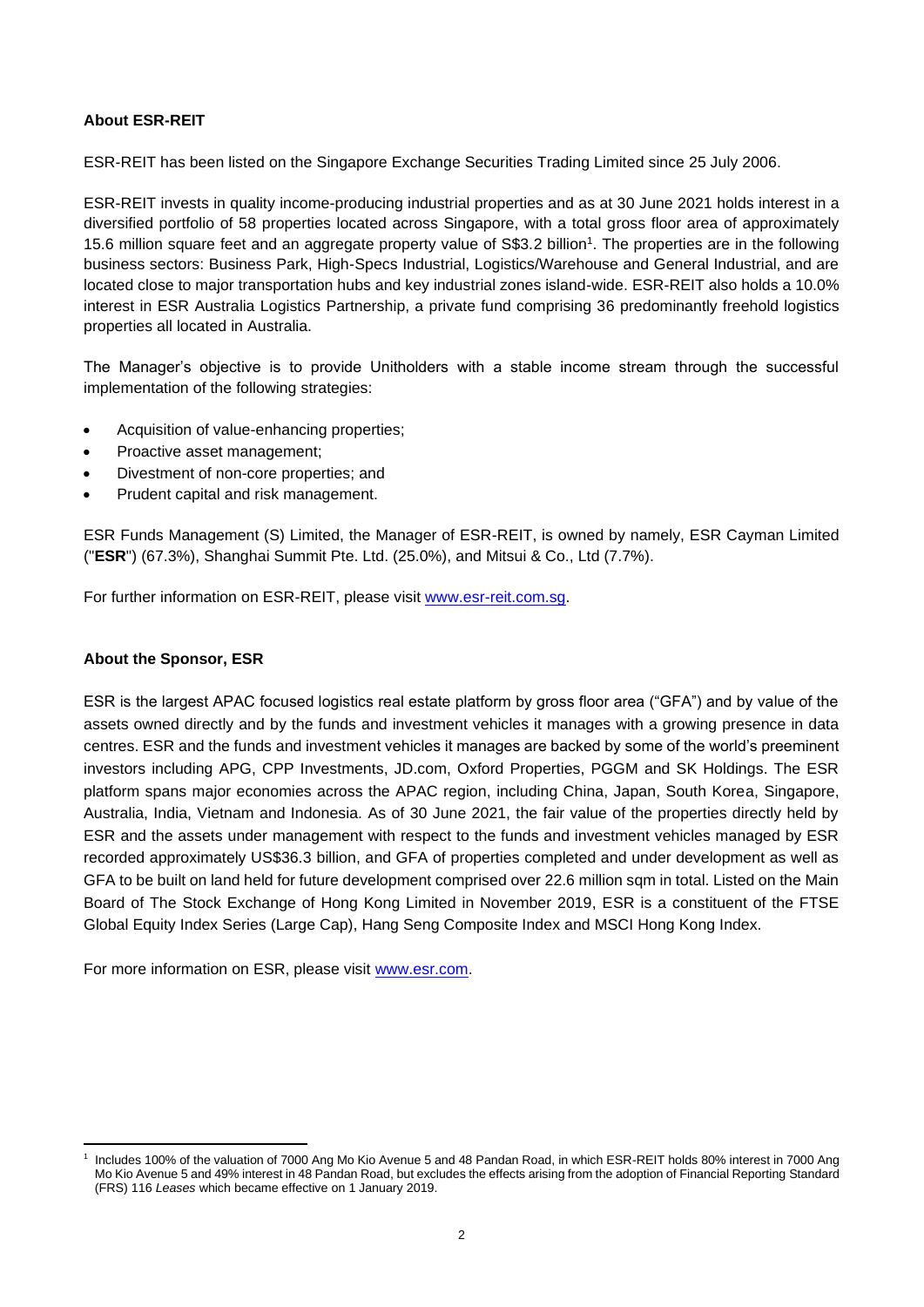**About ESR-REIT**

ESR-REIT has been listed on the Singapore Exchange Securities Trading Limited since 25 July 2006.

ESR-REIT invests in quality income-producing industrial properties and as at 30 June 2021 holds interest in a diversified portfolio of 58 properties located across Singapore, with a total gross floor area of approximately 15.6 million square feet and an aggregate property value of S$3.2 billion[1]. The properties are in the following business sectors: Business Park, High-Specs Industrial, Logistics/Warehouse and General Industrial, and are located close to major transportation hubs and key industrial zones island-wide. ESR-REIT also holds a 10.0% interest in ESR Australia Logistics Partnership, a private fund comprising 36 predominantly freehold logistics properties all located in Australia.

The Manager's objective is to provide Unitholders with a stable income stream through the successful implementation of the following strategies:

- Acquisition of value-enhancing properties;
- Proactive asset management;
- Divestment of non-core properties; and
- Prudent capital and risk management.

ESR Funds Management (S) Limited, the Manager of ESR-REIT, is owned by namely, ESR Cayman Limited ("**ESR**") (67.3%), Shanghai Summit Pte. Ltd. (25.0%), and Mitsui & Co., Ltd (7.7%).

For further information on ESR-REIT, please visit [www.esr-reit.com.sg](http://www.esr-reit.com.sg).

**About the Sponsor, ESR**

ESR is the largest APAC focused logistics real estate platform by gross floor area ("GFA") and by value of the assets owned directly and by the funds and investment vehicles it manages with a growing presence in data centres. ESR and the funds and investment vehicles it manages are backed by some of the world's preeminent investors including APG, CPP Investments, JD.com, Oxford Properties, PGGM and SK Holdings. The ESR platform spans major economies across the APAC region, including China, Japan, South Korea, Singapore, Australia, India, Vietnam and Indonesia. As of 30 June 2021, the fair value of the properties directly held by ESR and the assets under management with respect to the funds and investment vehicles managed by ESR recorded approximately US$36.3 billion, and GFA of properties completed and under development as well as GFA to be built on land held for future development comprised over 22.6 million sqm in total. Listed on the Main Board of The Stock Exchange of Hong Kong Limited in November 2019, ESR is a constituent of the FTSE Global Equity Index Series (Large Cap), Hang Seng Composite Index and MSCI Hong Kong Index.

For more information on ESR, please visit [www.esr.com](http://www.esr.com).

---

[1] Includes 100% of the valuation of 7000 Ang Mo Kio Avenue 5 and 48 Pandan Road, in which ESR-REIT holds 80% interest in 7000 Ang Mo Kio Avenue 5 and 49% interest in 48 Pandan Road, but excludes the effects arising from the adoption of Financial Reporting Standard (FRS) 116 *Leases* which became effective on 1 January 2019.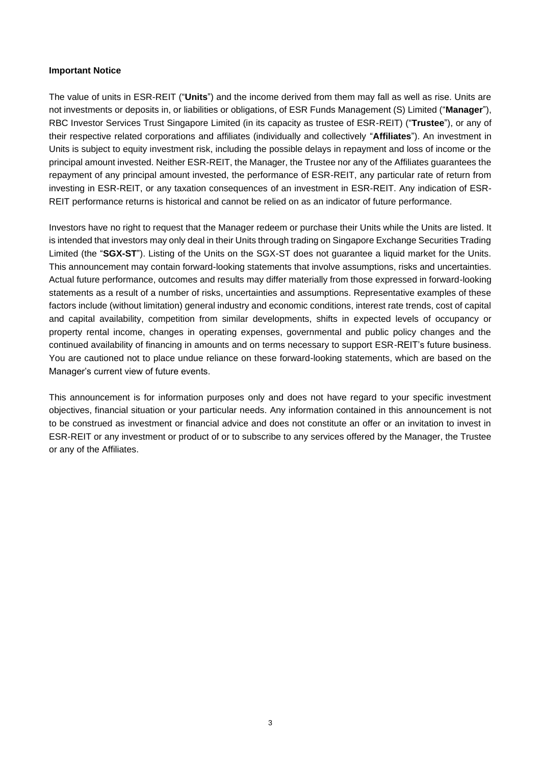**Important Notice**

The value of units in ESR-REIT ("**Units**") and the income derived from them may fall as well as rise. Units are not investments or deposits in, or liabilities or obligations, of ESR Funds Management (S) Limited ("**Manager**"), RBC Investor Services Trust Singapore Limited (in its capacity as trustee of ESR-REIT) ("**Trustee**"), or any of their respective related corporations and affiliates (individually and collectively "**Affiliates**"). An investment in Units is subject to equity investment risk, including the possible delays in repayment and loss of income or the principal amount invested. Neither ESR-REIT, the Manager, the Trustee nor any of the Affiliates guarantees the repayment of any principal amount invested, the performance of ESR-REIT, any particular rate of return from investing in ESR-REIT, or any taxation consequences of an investment in ESR-REIT. Any indication of ESR-REIT performance returns is historical and cannot be relied on as an indicator of future performance.

Investors have no right to request that the Manager redeem or purchase their Units while the Units are listed. It is intended that investors may only deal in their Units through trading on Singapore Exchange Securities Trading Limited (the "**SGX-ST**"). Listing of the Units on the SGX-ST does not guarantee a liquid market for the Units. This announcement may contain forward-looking statements that involve assumptions, risks and uncertainties. Actual future performance, outcomes and results may differ materially from those expressed in forward-looking statements as a result of a number of risks, uncertainties and assumptions. Representative examples of these factors include (without limitation) general industry and economic conditions, interest rate trends, cost of capital and capital availability, competition from similar developments, shifts in expected levels of occupancy or property rental income, changes in operating expenses, governmental and public policy changes and the continued availability of financing in amounts and on terms necessary to support ESR-REIT's future business. You are cautioned not to place undue reliance on these forward-looking statements, which are based on the Manager's current view of future events.

This announcement is for information purposes only and does not have regard to your specific investment objectives, financial situation or your particular needs. Any information contained in this announcement is not to be construed as investment or financial advice and does not constitute an offer or an invitation to invest in ESR-REIT or any investment or product of or to subscribe to any services offered by the Manager, the Trustee or any of the Affiliates.